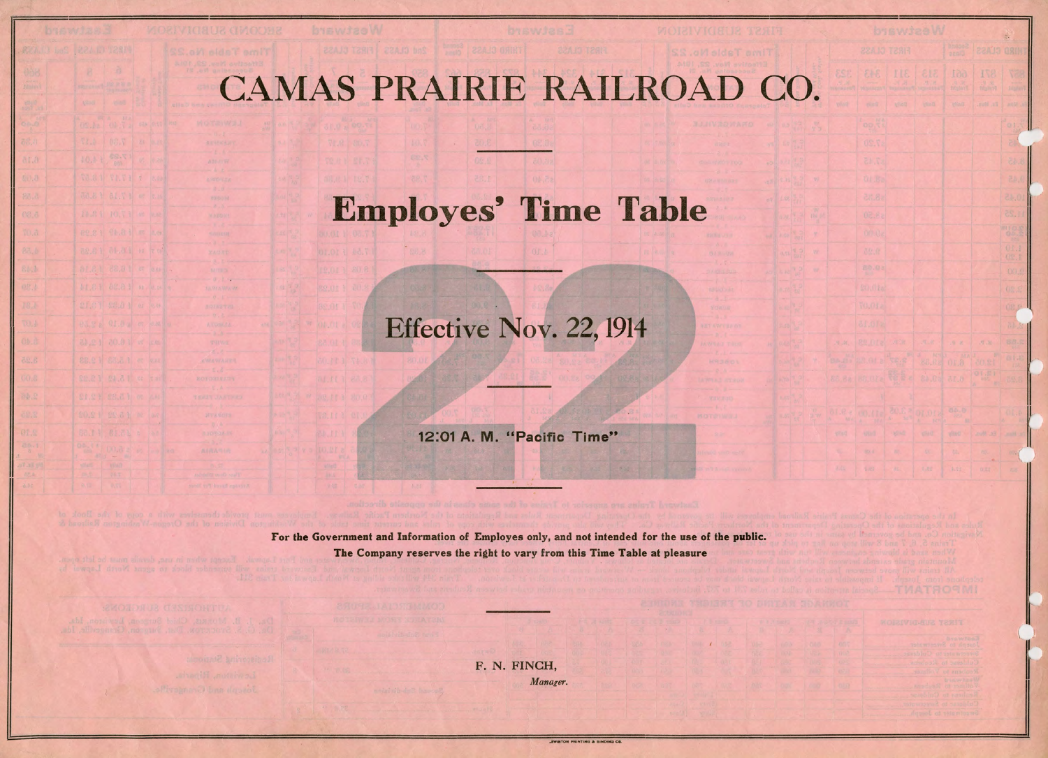# CAMAS PRAIRIE RAILROAD CO.

---

## Employes' Time Table

---

# 22

### Effective Nov. 22, 1914

**12:01 A. M. "Pacific Time"**

---

**For the Government and Information of Employes only, and not intended for the use of the public.**

**The Company reserves the right to vary from this Time Table at pleasure**

---

F. N. FINCH,
*Manager.*

LEWISTON PRINTING & BINDING CO.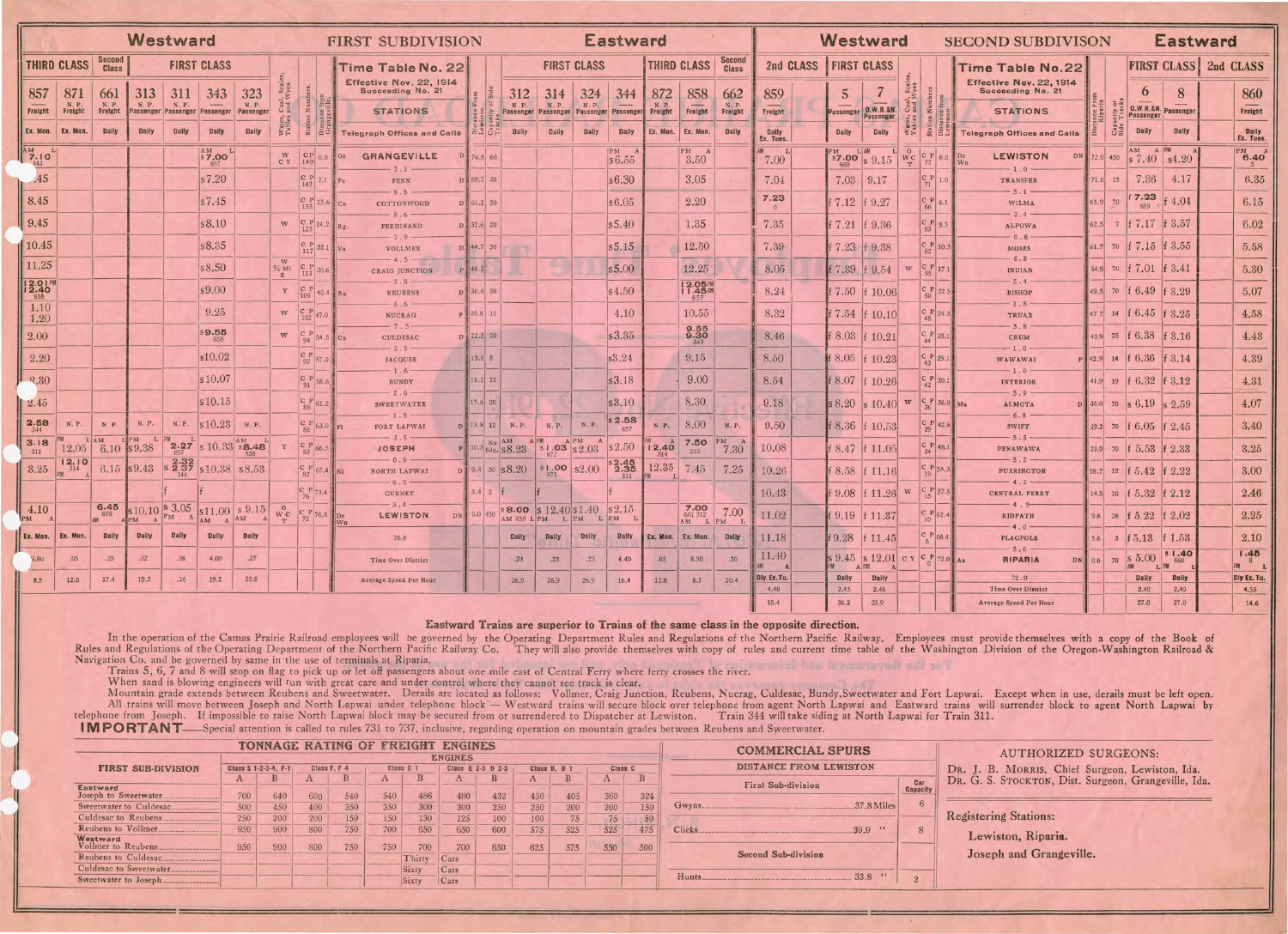# FIRST SUBDIVISION — Time Table No. 22

Effective Nov. 22, 1914. Succeeding No. 21

| THIRD CLASS 857 Freight | THIRD CLASS 871 N. P. Freight | Second Class 661 N. P. Freight | FIRST CLASS 313 N. P. Passenger | FIRST CLASS 311 N. P. Passenger | FIRST CLASS 343 Passenger | FIRST CLASS 323 N. P. Passenger | Water, Coal, Scales, Tables and Wyes | Station Numbers | Distance from Grangeville | STATIONS — Telegraph Offices and Calls | Distance From Lewiston | Capacity of Side Tracks | FIRST CLASS 312 N. P. Passenger | FIRST CLASS 314 N. P. Passenger | FIRST CLASS 324 N. P. Passenger | FIRST CLASS 344 Passenger | THIRD CLASS 872 N. P. Freight | THIRD CLASS 858 Freight | Second Class 662 N. P. Freight |
|---|---|---|---|---|---|---|---|---|---|---|---|---|---|---|---|---|---|---|---|
| **Westward** | | | | | | | | | | | | | **Eastward** | | | | | | |
| Ex. Mon. | Ex. Mon. | Daily | Daily | Daily | Daily | Daily | | | | | | | Daily | Daily | Daily | Daily | Ex. Mon. | Ex. Mon. | Daily |
| AM 7.10 L (343) | | | | | AM s7.00 L (857) | | W C Y | C P 149 | 0.0 | Gr GRANGEVILLE D | 76.8 | 60 | | | | PM s6.55 A | | PM 3.50 A | |
| | | | | | | | | | | 7.1 | | | | | | | | | |
| 7.45 | | | | | s7.20 | | | C P 142 | 7.1 | Fn FENN D | 69.7 | 35 | | | | s6.30 | | 3.05 | |
| | | | | | | | | | | 8.5 | | | | | | | | | |
| 8.45 | | | | | s7.45 | | | C P 133 | 15.6 | Co COTTONWOOD D | 61.2 | 50 | | | | s6.05 | | 2.20 | |
| | | | | | | | | | | 8.6 | | | | | | | | | |
| 9.45 | | | | | s8.10 | | W | C P 125 | 24.2 | Rg FERDINAND D | 52.6 | 20 | | | | s5.40 | | 1.35 | |
| | | | | | | | | | | 7.9 | | | | | | | | | |
| 10.45 | | | | | s8.35 | | | C P 117 | 32.1 | Vo VOLLMER D | 44.7 | 30 | | | | s5.15 | | 12.50 | |
| | | | | | | | | | | 4.5 | | | | | | | | | |
| 11.25 | | | | | s8.50 | | W ¾ Mi E | C P 113 | 36.6 | CRAIG JUNCTION P | 40.2 | | | | | s5.00 | | 12.25 | |
| | | | | | | | | | | 3.8 | | | | | | | | | |
| 12.01 PM / 12.40 (858) | | | | | s9.00 | | Y | C P 109 | 40.4 | Ru REUBENS D | 36.4 | 30 | | | | s4.50 | | 12.05 PM / 11.45 AM (857) | |
| | | | | | | | | | | 6.6 | | | | | | | | | |
| 1.10 / 1.20 | | | | | 9.25 | | W | C P 102 | 47.0 | NUCRAG P | 29.8 | 11 | | | | 4.10 | | 10.55 | |
| | | | | | | | | | | 7.5 | | | | | | | | | |
| 2.00 | | | | | s9.55 (858) | | W | C P 94 | 54.5 | Cu CULDESAC D | 22.3 | 20 | | | | s3.35 | | 9.55 / 9.30 (343) | |
| | | | | | | | | | | 2.5 | | | | | | | | | |
| 2.20 | | | | | s10.02 | | | C P 92 | 57.0 | JACQUES | 19.8 | 8 | | | | s3.24 | | 9.15 | |
| | | | | | | | | | | 1.6 | | | | | | | | | |
| 2.30 | | | | | s10.07 | | | C P 91 | 58.6 | BUNDY | 18.2 | 15 | | | | s3.18 | | 9.00 | |
| | | | | | | | | | | 2.6 | | | | | | | | | |
| 2.45 | | | | | s10.15 | | | C P 88 | 61.2 | SWEETWATER | 15.6 | 20 | | | | s3.10 | | 8.30 | |
| | | | | | | | | | | 1.8 | | | | | | | | | |
| 2.58 (344) | N. P. | N. P. | N. P. | N. P. | s10.23 | N. P. | | C P 86 | 63.0 | Fl FORT LAPWAI D | 13.8 | 12 | N. P. | N. P. | N. P. | s2.58 (857) | N. P. | 8.00 | N. P. |
| | | | | | | | | | | 3.5 | | | | | | | | | |
| 3.18 (311) | PM L 12.05 | AM L 6.10 | PM L s9.38 | PM L 2.27 (857) | s10.33 | AM L s8.48 (858) | Y | C P 83 | 66.5 | JOSEPH P | 10.3 | No Sdg. | AM A s8.23 | PM A s1.03 (872) | PM A s2.03 | s2.50 | PM A 12.40 (314) | 7.50 (323) | PM A 7.30 |
| | | | | | | | | | | 0.9 | | | | | | | | | |
| 3.25 | 12.10 (314) | 6.15 | s9.43 | s2.32 / 2.37 (344) | s10.38 | s8.53 | | C P 82 | 67.4 | Nl NORTH LAPWAI D | 9.4 | 50 | s8.20 | s1.00 (871) | s2.00 | s2.45 / 2.35 (311) | 12.35 PM L | 7.45 | 7.25 |
| | | | | | | | | | | 6.0 | | | | | | | | | |
| | | | | f | f | | | C P 76 | 73.4 | GURNEY | 3.4 | 2 | f | f | | f | | | |
| | | | | | | | | | | 3.4 | | | | | | | | | |
| 4.10 PM A | | 6.45 (858) AM A | s10.10 PM A | s3.05 PM A | s11.00 AM A | s9.15 AM A | O W C T | C P 72 | 76.8 | Dr Wn LEWISTON DN | 0.0 | 450 | s8.00 AM (858) L | s12.40 PM L | s1.40 PM L | s2.15 PM L | | 7.00 (661 312) AM L | 7.00 PM L |
| Ex. Mon. | Ex. Mon. | Daily | Daily | Daily | Daily | Daily | | | | 76.8 | | | Daily | Daily | Daily | Daily | Ex. Mon. | Ex. Mon. | Daily |
| 9.00 | .05 | .35 | .32 | .38 | 4.00 | .27 | | | | Time Over District | | | .23 | .23 | .23 | 4.40 | .05 | 8.50 | .30 |
| 8.5 | 12.0 | 17.4 | 19.3 | .16 | 19.2 | 22.8 | | | | Average Speed Per Hour | | | 26.9 | 26.9 | 26.9 | 16.4 | 12.0 | 8.7 | 20.4 |

# SECOND SUBDIVISION — Time Table No. 22

Effective Nov. 22, 1914. Succeeding No. 21

| 2nd CLASS 859 Freight | FIRST CLASS 5 Passenger | FIRST CLASS 7 O.W.R.&N. Passenger | Water, Coal, Scales, Tables and Wyes | Station Numbers | Distance from Lewiston | STATIONS — Telegraph Offices and Calls | Distance From Riparia | Capacity of Side Tracks | FIRST CLASS 6 O.W.R.&N. Passenger | FIRST CLASS 8 Passenger | 2nd CLASS 860 Freight |
|---|---|---|---|---|---|---|---|---|---|---|---|
| **Westward** | | | | | | | | | **Eastward** | | |
| Daily Ex. Tues. | Daily | Daily | | | | | | | Daily | Daily | Daily Ex. Tues. |
| AM L 7.00 | PM L s7.00 (860) | AM L s9.15 | O W C T | C P 72 | 0.0 | Dr Wn LEWISTON DN | 72.0 | 450 | AM A s7.40 | PM A s4.20 | PM A 6.40 (5) |
| | | | | | | 1.0 | | | | | |
| 7.04 | 7.03 | 9.17 | | C P 71 | 1.0 | TRANSFER | 71.0 | 15 | 7.36 | 4.17 | 6.35 |
| | | | | | | 5.1 | | | | | |
| 7.23 (6) | f7.12 | f9.27 | | C P 66 | 6.1 | WILMA | 65.9 | 70 | f7.23 (859) | f4.04 | 6.15 |
| | | | | | | 3.4 | | | | | |
| 7.35 | f7.21 | f9.36 | | C P 63 | 9.5 | ALPOWA | 62.5 | 7 | f7.17 | f3.57 | 6.02 |
| | | | | | | 0.8 | | | | | |
| 7.39 | f7.23 | f9.38 | | C P 62 | 10.3 | MOSES | 61.7 | 70 | f7.15 | f3.55 | 5.58 |
| | | | | | | 6.8 | | | | | |
| 8.05 | f7.39 | f9.54 | W | C P 55 | 17.1 | INDIAN | 54.9 | 70 | f7.01 | f3.41 | 5.30 |
| | | | | | | 5.4 | | | | | |
| 8.24 | f7.50 | f10.06 | | C P 50 | 22.5 | BISHOP | 49.5 | 70 | f6.49 | f3.29 | 5.07 |
| | | | | | | 1.8 | | | | | |
| 8.32 | f7.54 | f10.10 | | C P 48 | 24.3 | TRUAX | 47.7 | 14 | f6.45 | f3.25 | 4.58 |
| | | | | | | 3.8 | | | | | |
| 8.46 | f8.03 | f10.21 | | C P 44 | 28.1 | CRUM | 43.9 | 75 | f6.38 | f3.16 | 4.43 |
| | | | | | | 1.0 | | | | | |
| 8.50 | f8.05 | f10.23 | | C P 43 | 29.1 | WAWAWAI P | 42.9 | 14 | f6.36 | f3.14 | 4.39 |
| | | | | | | 1.0 | | | | | |
| 8.54 | f8.07 | f10.26 | | C P 42 | 30.1 | INTERIOR | 41.9 | 19 | f6.32 | f3.12 | 4.31 |
| | | | | | | 5.9 | | | | | |
| 9.18 | s8.20 | s10.40 | W | C P 36 | 36.0 | Ma ALMOTA D | 36.0 | 70 | s6.19 | s2.59 | 4.07 |
| | | | | | | 6.8 | | | | | |
| 9.50 | f8.36 | f10.53 | | C P 29 | 42.8 | SWIFT | 29.2 | 70 | f6.05 | f2.45 | 3.40 |
| | | | | | | 5.3 | | | | | |
| 10.08 | f8.47 | f11.05 | | C P 24 | 48.1 | PENAWAWA | 23.9 | 70 | f5.53 | f2.33 | 3.25 |
| | | | | | | 5.2 | | | | | |
| 10.26 | f8.58 | f11.16 | | C P 19 | 53.3 | PURRINGTON | 18.7 | 12 | f5.42 | f2.22 | 3.00 |
| | | | | | | 4.2 | | | | | |
| 10.43 | f9.08 | f11.26 | W | C P 15 | 57.5 | CENTRAL FERRY | 14.5 | 70 | f5.32 | f2.12 | 2.46 |
| | | | | | | 4.9 | | | | | |
| 11.02 | f9.19 | f11.37 | | C P 10 | 62.4 | RIDPATH | 9.6 | 28 | f5.22 | f2.02 | 2.25 |
| | | | | | | 4.0 | | | | | |
| 11.18 | f9.28 | f11.45 | | C P 6 | 66.4 | FLAGPOLE | 5.6 | 3 | f5.13 | f1.53 | 2.10 |
| | | | | | | 5.6 | | | | | |
| 11.40 AM A | s9.45 PM A | s12.01 PM A | C Y | C P 0 | 72.0 | Aa RIPARIA DN | 0.0 | 70 | s5.00 AM L | s1.40 (860) PM L | 1.45 (8) PM L |
| Dly Ex. Tu. | Daily | Daily | | | | 72.0 | | | Daily | Daily | Dly Ex. Tu. |
| 4.40 | 2.45 | 2.46 | | | | Time Over District | | | 2.40 | 2.40 | 4.55 |
| 15.4 | 26.2 | 25.9 | | | | Average Speed Per Hour | | | 27.0 | 27.0 | 14.6 |

**Eastward Trains are superior to Trains of the same class in the opposite direction.**

In the operation of the Camas Prairie Railroad employees will be governed by the Operating Department Rules and Regulations of the Northern Pacific Railway. Employees must provide themselves with a copy of the Book of Rules and Regulations of the Operating Department of the Northern Pacific Railway Co. They will also provide themselves with copy of rules and current time table of the Washington Division of the Oregon-Washington Railroad & Navigation Co. and be governed by same in the use of terminals at Riparia.

Trains 5, 6, 7 and 8 will stop on flag to pick up or let off passengers about one mile east of Central Ferry where ferry crosses the river.

When sand is blowing engineers will run with great care and under control where they cannot see track is clear.

Mountain grade extends between Reubens and Sweetwater. Derails are located as follows: Vollmer, Craig Junction, Reubens, Nucrag, Culdesac, Bundy, Sweetwater and Fort Lapwai. Except when in use, derails must be left open.

All trains will move between Joseph and North Lapwai under telephone block — Westward trains will secure block over telephone from agent North Lapwai and Eastward trains will surrender block to agent North Lapwai by telephone from Joseph. If impossible to raise North Lapwai block may be secured from or surrendered to Dispatcher at Lewiston. Train 344 will take siding at North Lapwai for Train 311.

**IMPORTANT**—Special attention is called to rules 731 to 737, inclusive, regarding operation on mountain grades between Reubens and Sweetwater.

## TONNAGE RATING OF FREIGHT ENGINES

| FIRST SUB-DIVISION | Class S 1-2-3-4, F-1 A | Class S 1-2-3-4, F-1 B | Class F 4 A | Class F 4 B | Class E 1 A | Class E 1 B | Class E 2-3 D 2-3 A | Class E 2-3 D 2-3 B | Class B, B 1 A | Class B, B 1 B | Class C A | Class C B |
|---|---|---|---|---|---|---|---|---|---|---|---|---|
| **Eastward** | | | | | | | | | | | | |
| Joseph to Sweetwater | 700 | 640 | 600 | 540 | 540 | 490 | 480 | 432 | 450 | 405 | 360 | 324 |
| Sweetwater to Culdesac | 500 | 450 | 400 | 350 | 350 | 300 | 300 | 250 | 250 | 200 | 200 | 150 |
| Culdesac to Reubens | 250 | 200 | 200 | 150 | 150 | 130 | 125 | 100 | 100 | 75 | 75 | 50 |
| Reubens to Vollmer | 950 | 900 | 800 | 750 | 700 | 650 | 650 | 600 | 575 | 525 | 525 | 475 |
| **Westward** | | | | | | | | | | | | |
| Vollmer to Reubens | 950 | 900 | 800 | 750 | 750 | 700 | 700 | 650 | 625 | 575 | 550 | 500 |
| Reubens to Culdesac | | | | | | Thirty | Cars | | | | | |
| Culdesac to Sweetwater | | | | | | Sixty | Cars | | | | | |
| Sweetwater to Joseph | | | | | | Sixty | Cars | | | | | |

## COMMERCIAL SPURS

| DISTANCE FROM LEWISTON | | Car Capacity |
|---|---|---|
| **First Sub-division** | | |
| Gwyns | 37.8 Miles | 6 |
| Clicks | 39.9 " | 8 |
| **Second Sub-division** | | |
| Hunts | 33.8 " | 2 |

## AUTHORIZED SURGEONS:

DR. J. B. MORRIS, Chief Surgeon, Lewiston, Ida.
DR. G. S. STOCKTON, Dist. Surgeon, Grangeville, Ida.

**Registering Stations:**

Lewiston, Riparia.
Joseph and Grangeville.